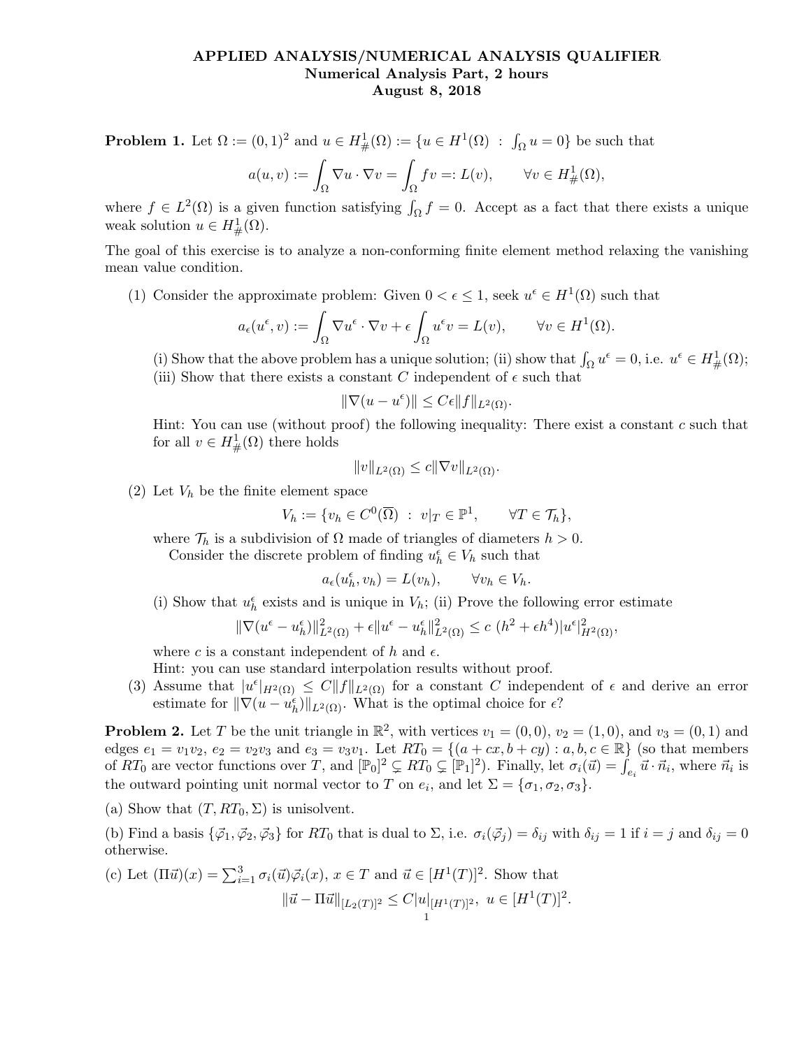# APPLIED ANALYSIS/NUMERICAL ANALYSIS QUALIFIER

**Numerical Analysis Part, 2 hours**

**August 8, 2018**

**Problem 1.** Let $\Omega := (0,1)^2$ and $u \in H^1_\#(\Omega) := \{u \in H^1(\Omega) \; : \; \int_\Omega u = 0\}$ be such that

$$a(u,v) := \int_\Omega \nabla u \cdot \nabla v = \int_\Omega fv =: L(v), \qquad \forall v \in H^1_\#(\Omega),$$

where $f \in L^2(\Omega)$ is a given function satisfying $\int_\Omega f = 0$. Accept as a fact that there exists a unique weak solution $u \in H^1_\#(\Omega)$.

The goal of this exercise is to analyze a non-conforming finite element method relaxing the vanishing mean value condition.

(1) Consider the approximate problem: Given $0 < \epsilon \leq 1$, seek $u^\epsilon \in H^1(\Omega)$ such that

$$a_\epsilon(u^\epsilon, v) := \int_\Omega \nabla u^\epsilon \cdot \nabla v + \epsilon \int_\Omega u^\epsilon v = L(v), \qquad \forall v \in H^1(\Omega).$$

(i) Show that the above problem has a unique solution; (ii) show that $\int_\Omega u^\epsilon = 0$, i.e. $u^\epsilon \in H^1_\#(\Omega)$; (iii) Show that there exists a constant $C$ independent of $\epsilon$ such that

$$\|\nabla(u - u^\epsilon)\| \leq C\epsilon \|f\|_{L^2(\Omega)}.$$

Hint: You can use (without proof) the following inequality: There exist a constant $c$ such that for all $v \in H^1_\#(\Omega)$ there holds

$$\|v\|_{L^2(\Omega)} \leq c\|\nabla v\|_{L^2(\Omega)}.$$

(2) Let $V_h$ be the finite element space

$$V_h := \{v_h \in C^0(\overline{\Omega}) \; : \; v|_T \in \mathbb{P}^1, \qquad \forall T \in \mathcal{T}_h\},$$

where $\mathcal{T}_h$ is a subdivision of $\Omega$ made of triangles of diameters $h > 0$.

Consider the discrete problem of finding $u^\epsilon_h \in V_h$ such that

$$a_\epsilon(u^\epsilon_h, v_h) = L(v_h), \qquad \forall v_h \in V_h.$$

(i) Show that $u^\epsilon_h$ exists and is unique in $V_h$; (ii) Prove the following error estimate

$$\|\nabla(u^\epsilon - u^\epsilon_h)\|^2_{L^2(\Omega)} + \epsilon\|u^\epsilon - u^\epsilon_h\|^2_{L^2(\Omega)} \leq c\;(h^2 + \epsilon h^4)|u^\epsilon|^2_{H^2(\Omega)},$$

where $c$ is a constant independent of $h$ and $\epsilon$.

Hint: you can use standard interpolation results without proof.

(3) Assume that $|u^\epsilon|_{H^2(\Omega)} \leq C\|f\|_{L^2(\Omega)}$ for a constant $C$ independent of $\epsilon$ and derive an error estimate for $\|\nabla(u - u^\epsilon_h)\|_{L^2(\Omega)}$. What is the optimal choice for $\epsilon$?

**Problem 2.** Let $T$ be the unit triangle in $\mathbb{R}^2$, with vertices $v_1 = (0,0)$, $v_2 = (1,0)$, and $v_3 = (0,1)$ and edges $e_1 = v_1v_2$, $e_2 = v_2v_3$ and $e_3 = v_3v_1$. Let $RT_0 = \{(a + cx, b + cy) : a, b, c \in \mathbb{R}\}$ (so that members of $RT_0$ are vector functions over $T$, and $[\mathbb{P}_0]^2 \subsetneq RT_0 \subsetneq [\mathbb{P}_1]^2$). Finally, let $\sigma_i(\vec{u}) = \int_{e_i} \vec{u} \cdot \vec{n}_i$, where $\vec{n}_i$ is the outward pointing unit normal vector to $T$ on $e_i$, and let $\Sigma = \{\sigma_1, \sigma_2, \sigma_3\}$.

(a) Show that $(T, RT_0, \Sigma)$ is unisolvent.

(b) Find a basis $\{\vec{\varphi}_1, \vec{\varphi}_2, \vec{\varphi}_3\}$ for $RT_0$ that is dual to $\Sigma$, i.e. $\sigma_i(\vec{\varphi}_j) = \delta_{ij}$ with $\delta_{ij} = 1$ if $i = j$ and $\delta_{ij} = 0$ otherwise.

(c) Let $(\Pi\vec{u})(x) = \sum_{i=1}^3 \sigma_i(\vec{u})\vec{\varphi}_i(x)$, $x \in T$ and $\vec{u} \in [H^1(T)]^2$. Show that

$$\|\vec{u} - \Pi\vec{u}\|_{[L_2(T)]^2} \leq C|u|_{[H^1(T)]^2}, \;\; u \in [H^1(T)]^2.$$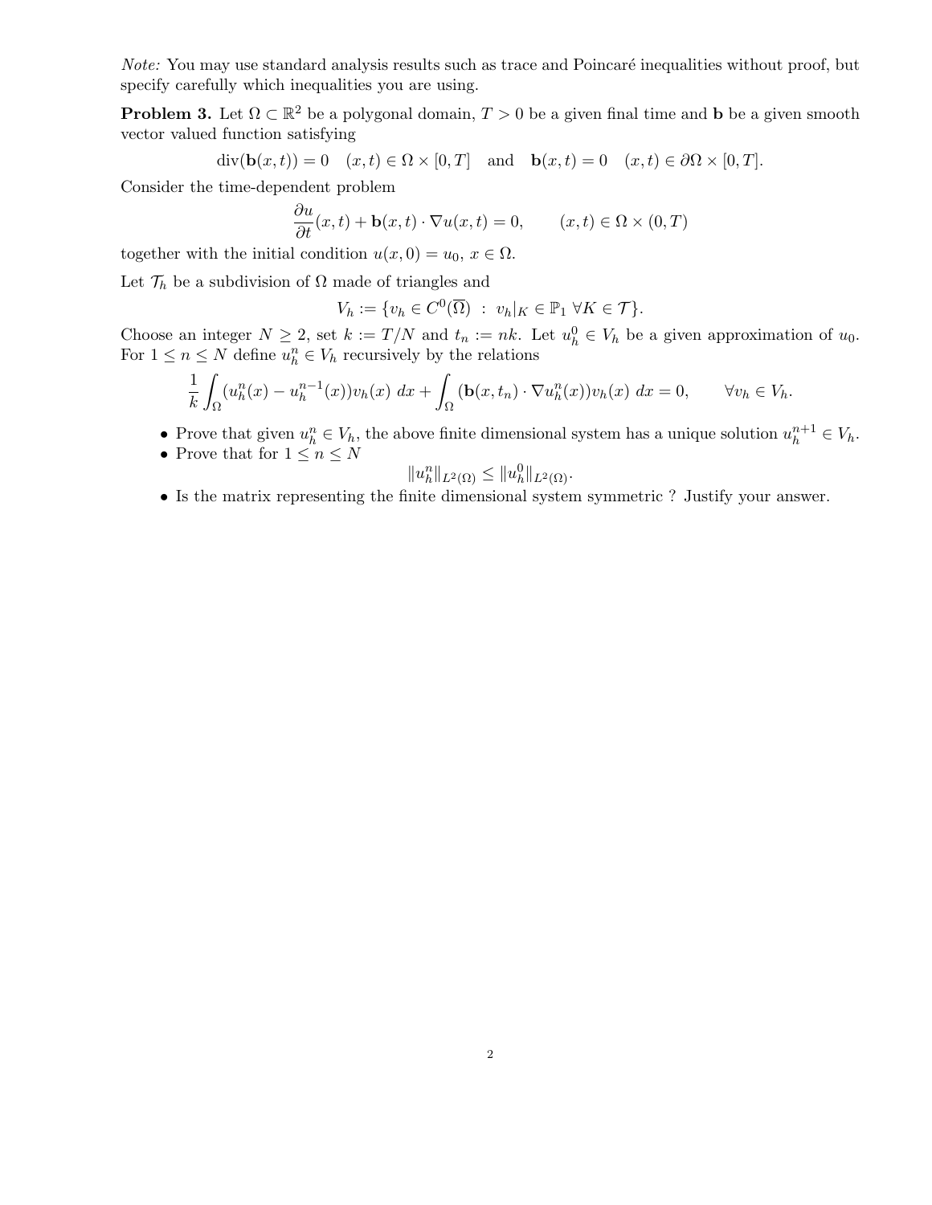*Note:* You may use standard analysis results such as trace and Poincaré inequalities without proof, but specify carefully which inequalities you are using.

**Problem 3.** Let $\Omega \subset \mathbb{R}^2$ be a polygonal domain, $T > 0$ be a given final time and $\mathbf{b}$ be a given smooth vector valued function satisfying

$$\operatorname{div}(\mathbf{b}(x,t)) = 0 \quad (x,t) \in \Omega \times [0,T] \quad \text{and} \quad \mathbf{b}(x,t) = 0 \quad (x,t) \in \partial\Omega \times [0,T].$$

Consider the time-dependent problem

$$\frac{\partial u}{\partial t}(x,t) + \mathbf{b}(x,t) \cdot \nabla u(x,t) = 0, \qquad (x,t) \in \Omega \times (0,T)$$

together with the initial condition $u(x,0) = u_0$, $x \in \Omega$.

Let $\mathcal{T}_h$ be a subdivision of $\Omega$ made of triangles and

$$V_h := \{v_h \in C^0(\overline{\Omega}) \ : \ v_h|_K \in \mathbb{P}_1 \ \forall K \in \mathcal{T}\}.$$

Choose an integer $N \geq 2$, set $k := T/N$ and $t_n := nk$. Let $u_h^0 \in V_h$ be a given approximation of $u_0$. For $1 \leq n \leq N$ define $u_h^n \in V_h$ recursively by the relations

$$\frac{1}{k}\int_\Omega (u_h^n(x) - u_h^{n-1}(x))v_h(x)\ dx + \int_\Omega (\mathbf{b}(x,t_n) \cdot \nabla u_h^n(x))v_h(x)\ dx = 0, \qquad \forall v_h \in V_h.$$

- Prove that given $u_h^n \in V_h$, the above finite dimensional system has a unique solution $u_h^{n+1} \in V_h$.
- Prove that for $1 \leq n \leq N$
$$\|u_h^n\|_{L^2(\Omega)} \leq \|u_h^0\|_{L^2(\Omega)}.$$
- Is the matrix representing the finite dimensional system symmetric ? Justify your answer.